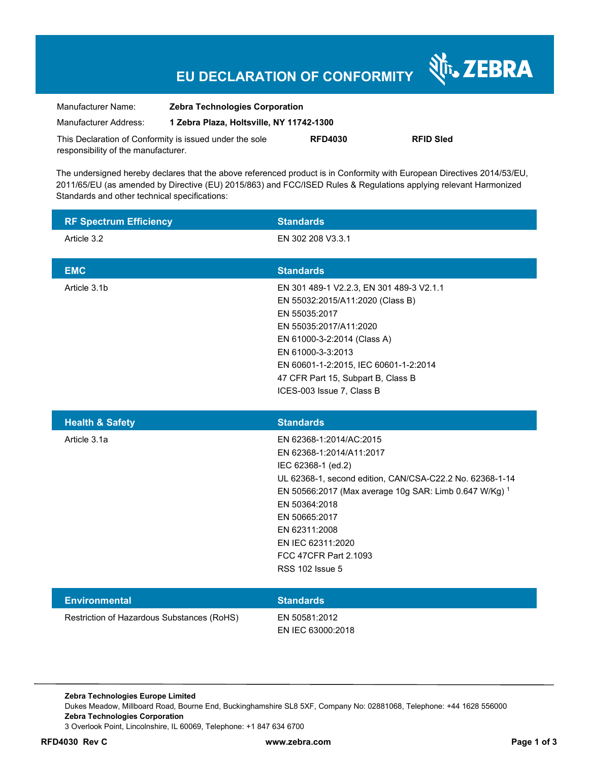# EU DECLARATION OF CONFORMITY

ZEBRA

| | |
|---|---|
| Manufacturer Name: | **Zebra Technologies Corporation** |
| Manufacturer Address: | **1 Zebra Plaza, Holtsville, NY 11742-1300** |

This Declaration of Conformity is issued under the sole responsibility of the manufacturer. **RFD4030** **RFID Sled**

The undersigned hereby declares that the above referenced product is in Conformity with European Directives 2014/53/EU, 2011/65/EU (as amended by Directive (EU) 2015/863) and FCC/ISED Rules & Regulations applying relevant Harmonized Standards and other technical specifications:

| RF Spectrum Efficiency | Standards |
|---|---|
| Article 3.2 | EN 302 208 V3.3.1 |

| EMC | Standards |
|---|---|
| Article 3.1b | EN 301 489-1 V2.2.3, EN 301 489-3 V2.1.1<br>EN 55032:2015/A11:2020 (Class B)<br>EN 55035:2017<br>EN 55035:2017/A11:2020<br>EN 61000-3-2:2014 (Class A)<br>EN 61000-3-3:2013<br>EN 60601-1-2:2015, IEC 60601-1-2:2014<br>47 CFR Part 15, Subpart B, Class B<br>ICES-003 Issue 7, Class B |

| Health & Safety | Standards |
|---|---|
| Article 3.1a | EN 62368-1:2014/AC:2015<br>EN 62368-1:2014/A11:2017<br>IEC 62368-1 (ed.2)<br>UL 62368-1, second edition, CAN/CSA-C22.2 No. 62368-1-14<br>EN 50566:2017 (Max average 10g SAR: Limb 0.647 W/Kg) [1]<br>EN 50364:2018<br>EN 50665:2017<br>EN 62311:2008<br>EN IEC 62311:2020<br>FCC 47CFR Part 2.1093<br>RSS 102 Issue 5 |

| Environmental | Standards |
|---|---|
| Restriction of Hazardous Substances (RoHS) | EN 50581:2012<br>EN IEC 63000:2018 |

**Zebra Technologies Europe Limited**
Dukes Meadow, Millboard Road, Bourne End, Buckinghamshire SL8 5XF, Company No: 02881068, Telephone: +44 1628 556000
**Zebra Technologies Corporation**
3 Overlook Point, Lincolnshire, IL 60069, Telephone: +1 847 634 6700

**RFD4030 Rev C** www.zebra.com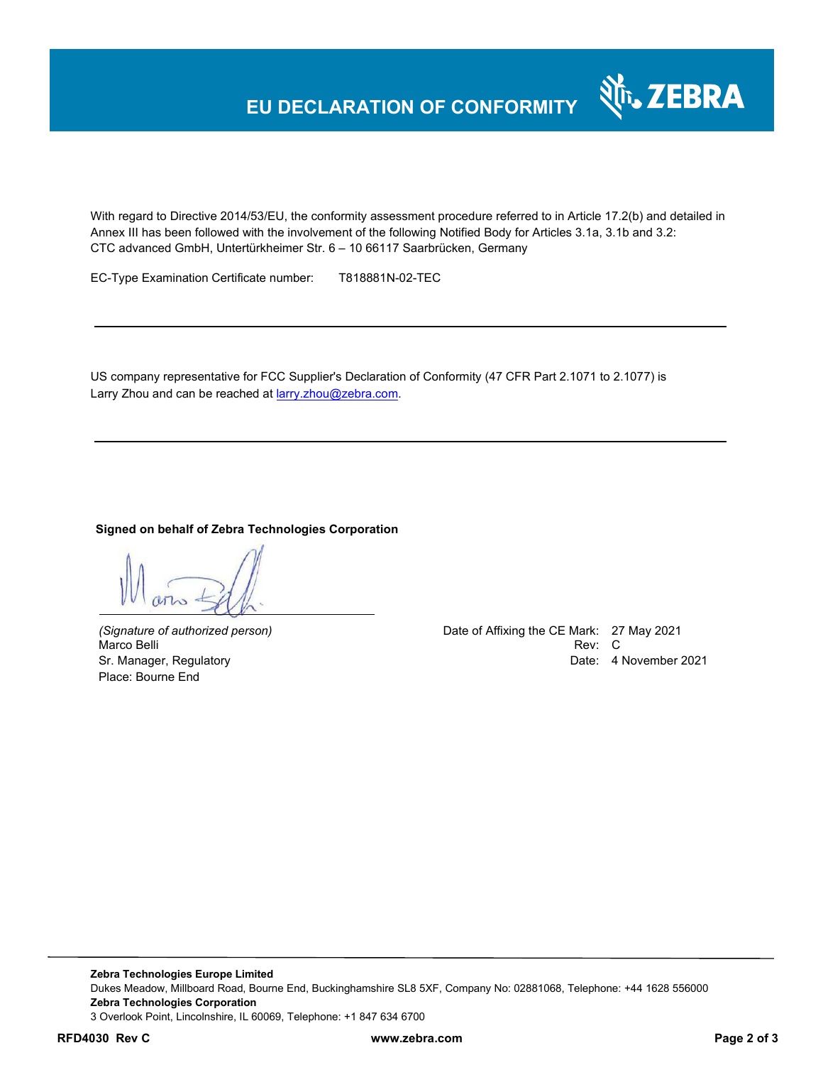# EU DECLARATION OF CONFORMITY

With regard to Directive 2014/53/EU, the conformity assessment procedure referred to in Article 17.2(b) and detailed in Annex III has been followed with the involvement of the following Notified Body for Articles 3.1a, 3.1b and 3.2:
CTC advanced GmbH, Untertürkheimer Str. 6 – 10 66117 Saarbrücken, Germany

EC-Type Examination Certificate number: T818881N-02-TEC

---

US company representative for FCC Supplier's Declaration of Conformity (47 CFR Part 2.1071 to 2.1077) is Larry Zhou and can be reached at larry.zhou@zebra.com.

---

**Signed on behalf of Zebra Technologies Corporation**

*(Signature of authorized person)*
Marco Belli
Sr. Manager, Regulatory
Place: Bourne End

Date of Affixing the CE Mark: 27 May 2021
Rev: C
Date: 4 November 2021

**Zebra Technologies Europe Limited**
Dukes Meadow, Millboard Road, Bourne End, Buckinghamshire SL8 5XF, Company No: 02881068, Telephone: +44 1628 556000
**Zebra Technologies Corporation**
3 Overlook Point, Lincolnshire, IL 60069, Telephone: +1 847 634 6700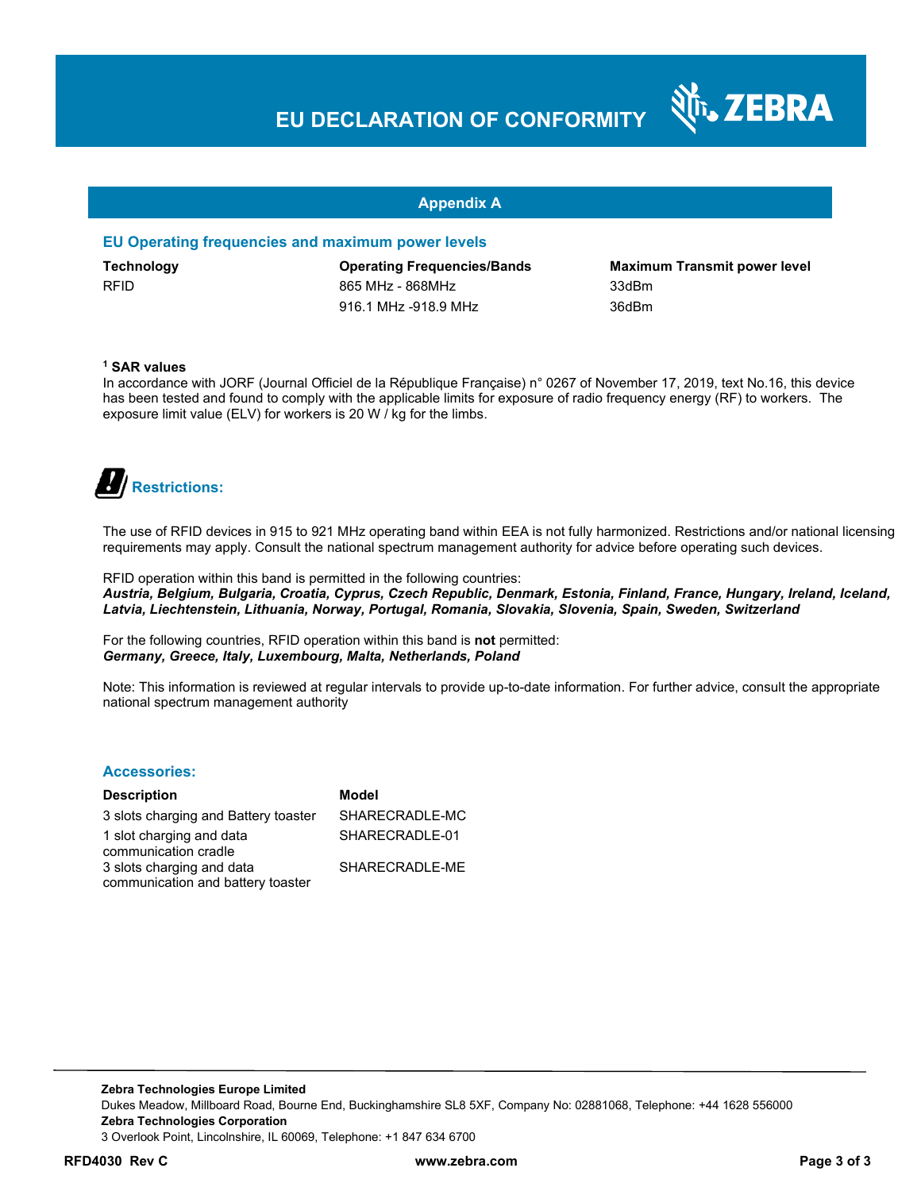# EU DECLARATION OF CONFORMITY

## Appendix A

### EU Operating frequencies and maximum power levels

| Technology | Operating Frequencies/Bands | Maximum Transmit power level |
|---|---|---|
| RFID | 865 MHz - 868MHz | 33dBm |
| | 916.1 MHz -918.9 MHz | 36dBm |

**[1] SAR values**

In accordance with JORF (Journal Officiel de la République Française) n° 0267 of November 17, 2019, text No.16, this device has been tested and found to comply with the applicable limits for exposure of radio frequency energy (RF) to workers. The exposure limit value (ELV) for workers is 20 W / kg for the limbs.

### Restrictions:

The use of RFID devices in 915 to 921 MHz operating band within EEA is not fully harmonized. Restrictions and/or national licensing requirements may apply. Consult the national spectrum management authority for advice before operating such devices.

RFID operation within this band is permitted in the following countries:
***Austria, Belgium, Bulgaria, Croatia, Cyprus, Czech Republic, Denmark, Estonia, Finland, France, Hungary, Ireland, Iceland, Latvia, Liechtenstein, Lithuania, Norway, Portugal, Romania, Slovakia, Slovenia, Spain, Sweden, Switzerland***

For the following countries, RFID operation within this band is **not** permitted:
***Germany, Greece, Italy, Luxembourg, Malta, Netherlands, Poland***

Note: This information is reviewed at regular intervals to provide up-to-date information. For further advice, consult the appropriate national spectrum management authority

### Accessories:

| Description | Model |
|---|---|
| 3 slots charging and Battery toaster | SHARECRADLE-MC |
| 1 slot charging and data communication cradle | SHARECRADLE-01 |
| 3 slots charging and data communication and battery toaster | SHARECRADLE-ME |

**Zebra Technologies Europe Limited**
Dukes Meadow, Millboard Road, Bourne End, Buckinghamshire SL8 5XF, Company No: 02881068, Telephone: +44 1628 556000
**Zebra Technologies Corporation**
3 Overlook Point, Lincolnshire, IL 60069, Telephone: +1 847 634 6700